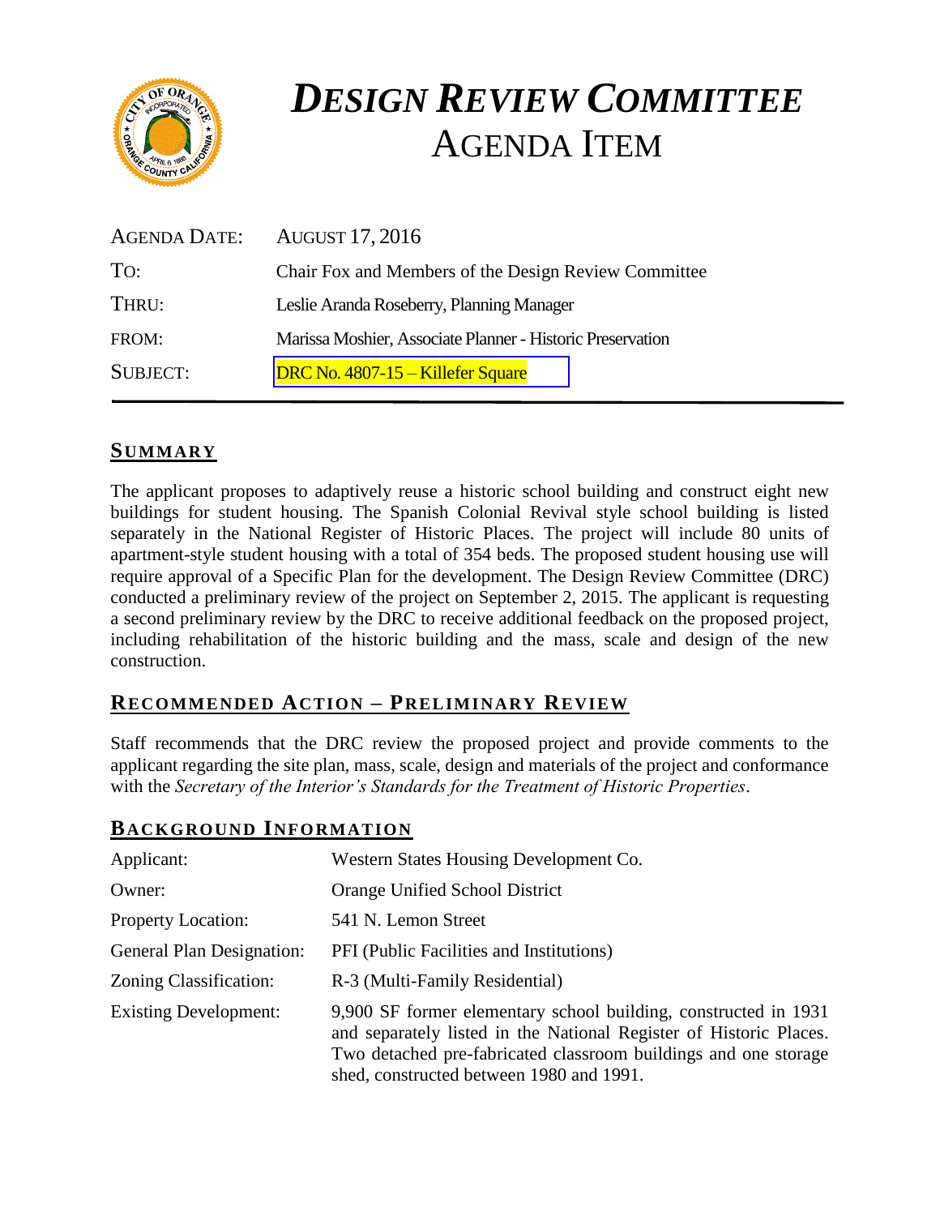# *DESIGN REVIEW COMMITTEE* AGENDA ITEM

| | |
|---|---|
| AGENDA DATE: | AUGUST 17, 2016 |
| TO: | Chair Fox and Members of the Design Review Committee |
| THRU: | Leslie Aranda Roseberry, Planning Manager |
| FROM: | Marissa Moshier, Associate Planner - Historic Preservation |
| SUBJECT: | DRC No. 4807-15 – Killefer Square |

## SUMMARY

The applicant proposes to adaptively reuse a historic school building and construct eight new buildings for student housing. The Spanish Colonial Revival style school building is listed separately in the National Register of Historic Places. The project will include 80 units of apartment-style student housing with a total of 354 beds. The proposed student housing use will require approval of a Specific Plan for the development. The Design Review Committee (DRC) conducted a preliminary review of the project on September 2, 2015. The applicant is requesting a second preliminary review by the DRC to receive additional feedback on the proposed project, including rehabilitation of the historic building and the mass, scale and design of the new construction.

## RECOMMENDED ACTION – PRELIMINARY REVIEW

Staff recommends that the DRC review the proposed project and provide comments to the applicant regarding the site plan, mass, scale, design and materials of the project and conformance with the *Secretary of the Interior's Standards for the Treatment of Historic Properties*.

## BACKGROUND INFORMATION

| | |
|---|---|
| Applicant: | Western States Housing Development Co. |
| Owner: | Orange Unified School District |
| Property Location: | 541 N. Lemon Street |
| General Plan Designation: | PFI (Public Facilities and Institutions) |
| Zoning Classification: | R-3 (Multi-Family Residential) |
| Existing Development: | 9,900 SF former elementary school building, constructed in 1931 and separately listed in the National Register of Historic Places. Two detached pre-fabricated classroom buildings and one storage shed, constructed between 1980 and 1991. |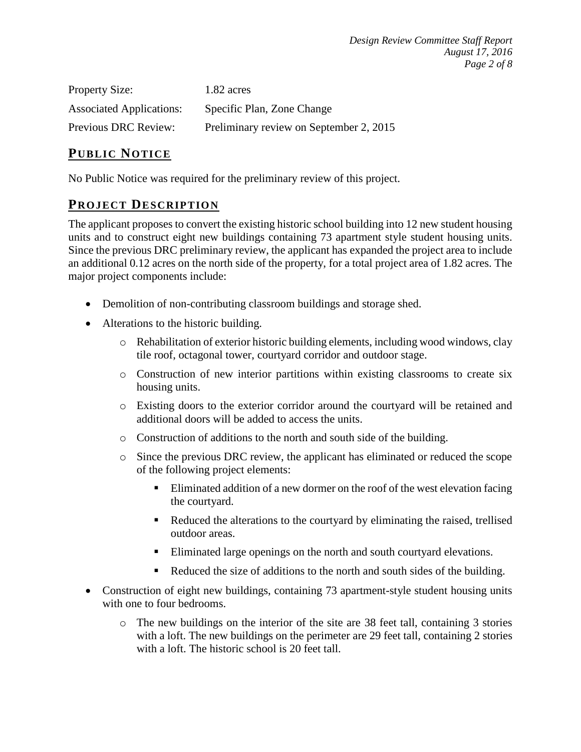| | |
|---|---|
| Property Size: | 1.82 acres |
| Associated Applications: | Specific Plan, Zone Change |
| Previous DRC Review: | Preliminary review on September 2, 2015 |

## PUBLIC NOTICE

No Public Notice was required for the preliminary review of this project.

## PROJECT DESCRIPTION

The applicant proposes to convert the existing historic school building into 12 new student housing units and to construct eight new buildings containing 73 apartment style student housing units. Since the previous DRC preliminary review, the applicant has expanded the project area to include an additional 0.12 acres on the north side of the property, for a total project area of 1.82 acres. The major project components include:

- Demolition of non-contributing classroom buildings and storage shed.
- Alterations to the historic building.
  - Rehabilitation of exterior historic building elements, including wood windows, clay tile roof, octagonal tower, courtyard corridor and outdoor stage.
  - Construction of new interior partitions within existing classrooms to create six housing units.
  - Existing doors to the exterior corridor around the courtyard will be retained and additional doors will be added to access the units.
  - Construction of additions to the north and south side of the building.
  - Since the previous DRC review, the applicant has eliminated or reduced the scope of the following project elements:
    - Eliminated addition of a new dormer on the roof of the west elevation facing the courtyard.
    - Reduced the alterations to the courtyard by eliminating the raised, trellised outdoor areas.
    - Eliminated large openings on the north and south courtyard elevations.
    - Reduced the size of additions to the north and south sides of the building.
- Construction of eight new buildings, containing 73 apartment-style student housing units with one to four bedrooms.
  - The new buildings on the interior of the site are 38 feet tall, containing 3 stories with a loft. The new buildings on the perimeter are 29 feet tall, containing 2 stories with a loft. The historic school is 20 feet tall.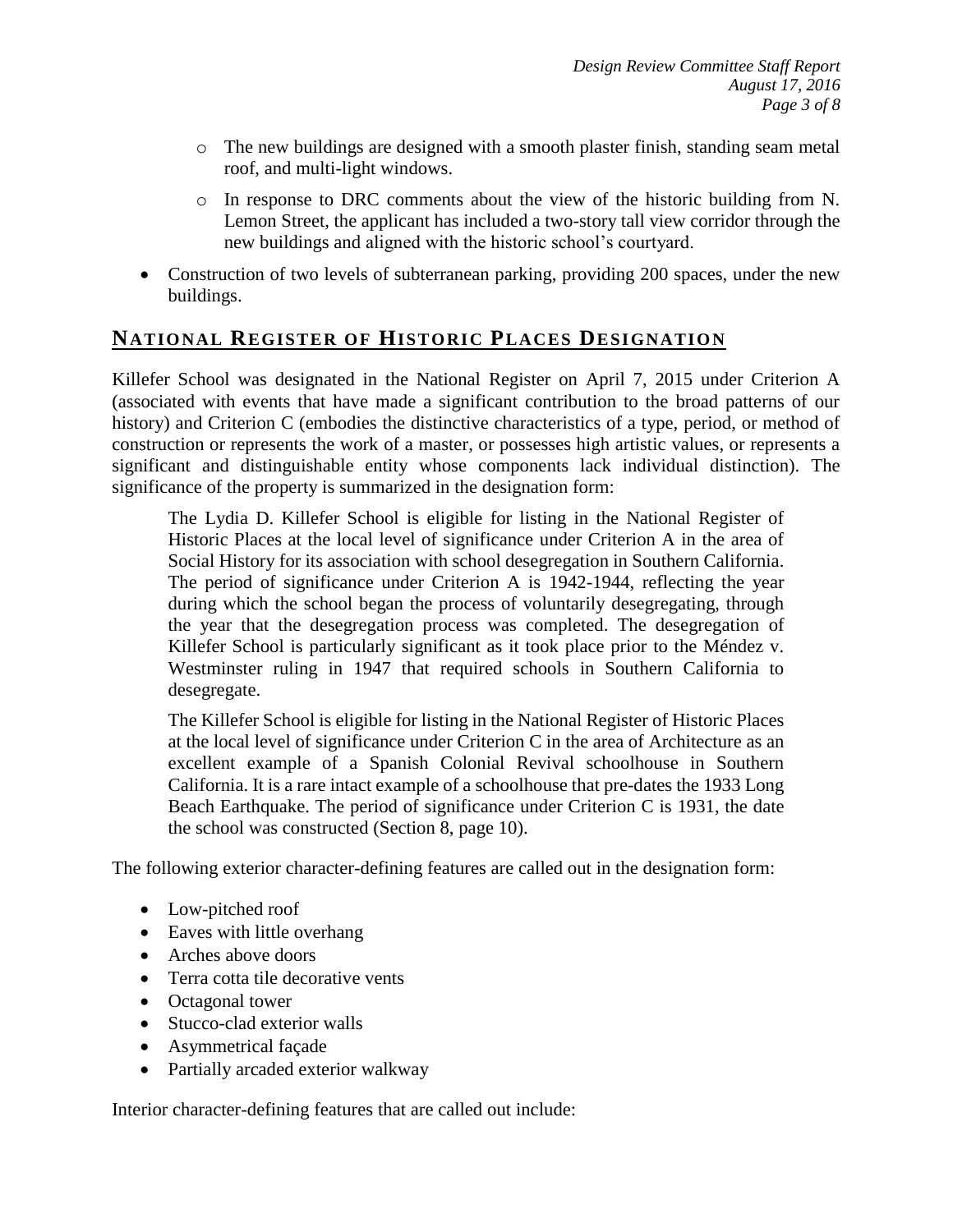- The new buildings are designed with a smooth plaster finish, standing seam metal roof, and multi-light windows.
  - In response to DRC comments about the view of the historic building from N. Lemon Street, the applicant has included a two-story tall view corridor through the new buildings and aligned with the historic school's courtyard.
- Construction of two levels of subterranean parking, providing 200 spaces, under the new buildings.

## NATIONAL REGISTER OF HISTORIC PLACES DESIGNATION

Killefer School was designated in the National Register on April 7, 2015 under Criterion A (associated with events that have made a significant contribution to the broad patterns of our history) and Criterion C (embodies the distinctive characteristics of a type, period, or method of construction or represents the work of a master, or possesses high artistic values, or represents a significant and distinguishable entity whose components lack individual distinction). The significance of the property is summarized in the designation form:

> The Lydia D. Killefer School is eligible for listing in the National Register of Historic Places at the local level of significance under Criterion A in the area of Social History for its association with school desegregation in Southern California. The period of significance under Criterion A is 1942-1944, reflecting the year during which the school began the process of voluntarily desegregating, through the year that the desegregation process was completed. The desegregation of Killefer School is particularly significant as it took place prior to the Méndez v. Westminster ruling in 1947 that required schools in Southern California to desegregate.
>
> The Killefer School is eligible for listing in the National Register of Historic Places at the local level of significance under Criterion C in the area of Architecture as an excellent example of a Spanish Colonial Revival schoolhouse in Southern California. It is a rare intact example of a schoolhouse that pre-dates the 1933 Long Beach Earthquake. The period of significance under Criterion C is 1931, the date the school was constructed (Section 8, page 10).

The following exterior character-defining features are called out in the designation form:

- Low-pitched roof
- Eaves with little overhang
- Arches above doors
- Terra cotta tile decorative vents
- Octagonal tower
- Stucco-clad exterior walls
- Asymmetrical façade
- Partially arcaded exterior walkway

Interior character-defining features that are called out include: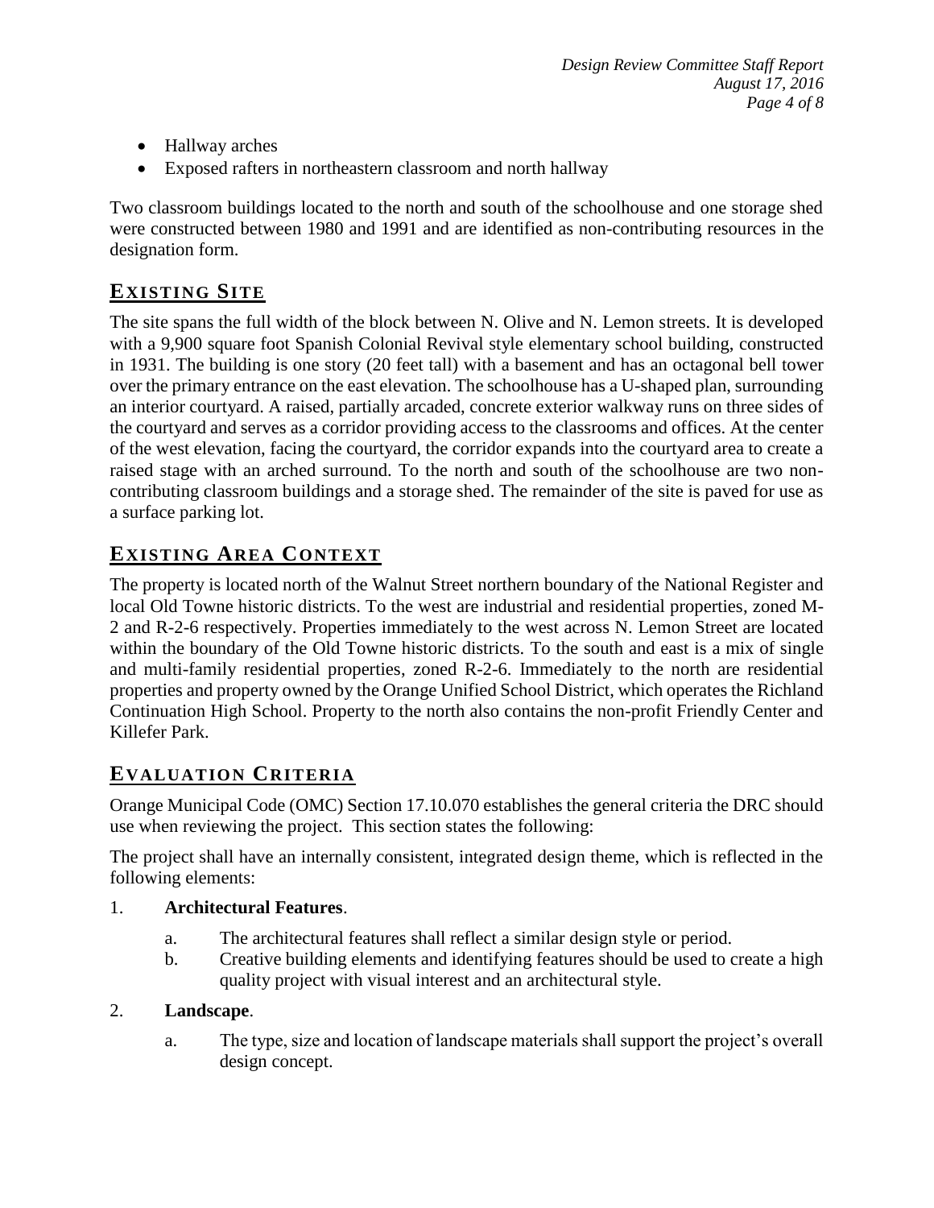- Hallway arches
- Exposed rafters in northeastern classroom and north hallway

Two classroom buildings located to the north and south of the schoolhouse and one storage shed were constructed between 1980 and 1991 and are identified as non-contributing resources in the designation form.

## EXISTING SITE

The site spans the full width of the block between N. Olive and N. Lemon streets. It is developed with a 9,900 square foot Spanish Colonial Revival style elementary school building, constructed in 1931. The building is one story (20 feet tall) with a basement and has an octagonal bell tower over the primary entrance on the east elevation. The schoolhouse has a U-shaped plan, surrounding an interior courtyard. A raised, partially arcaded, concrete exterior walkway runs on three sides of the courtyard and serves as a corridor providing access to the classrooms and offices. At the center of the west elevation, facing the courtyard, the corridor expands into the courtyard area to create a raised stage with an arched surround. To the north and south of the schoolhouse are two non-contributing classroom buildings and a storage shed. The remainder of the site is paved for use as a surface parking lot.

## EXISTING AREA CONTEXT

The property is located north of the Walnut Street northern boundary of the National Register and local Old Towne historic districts. To the west are industrial and residential properties, zoned M-2 and R-2-6 respectively. Properties immediately to the west across N. Lemon Street are located within the boundary of the Old Towne historic districts. To the south and east is a mix of single and multi-family residential properties, zoned R-2-6. Immediately to the north are residential properties and property owned by the Orange Unified School District, which operates the Richland Continuation High School. Property to the north also contains the non-profit Friendly Center and Killefer Park.

## EVALUATION CRITERIA

Orange Municipal Code (OMC) Section 17.10.070 establishes the general criteria the DRC should use when reviewing the project. This section states the following:

The project shall have an internally consistent, integrated design theme, which is reflected in the following elements:

1. **Architectural Features**.
   a. The architectural features shall reflect a similar design style or period.
   b. Creative building elements and identifying features should be used to create a high quality project with visual interest and an architectural style.

2. **Landscape**.
   a. The type, size and location of landscape materials shall support the project's overall design concept.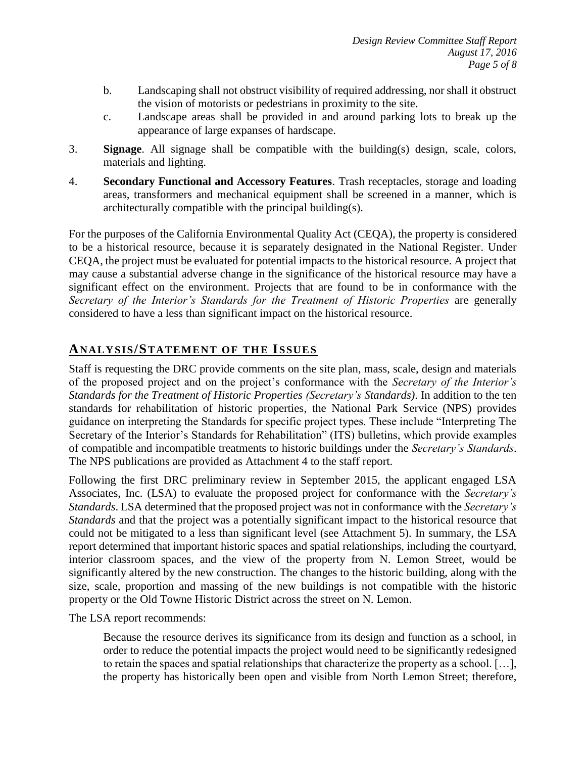b. Landscaping shall not obstruct visibility of required addressing, nor shall it obstruct the vision of motorists or pedestrians in proximity to the site.

c. Landscape areas shall be provided in and around parking lots to break up the appearance of large expanses of hardscape.

3. **Signage**. All signage shall be compatible with the building(s) design, scale, colors, materials and lighting.

4. **Secondary Functional and Accessory Features**. Trash receptacles, storage and loading areas, transformers and mechanical equipment shall be screened in a manner, which is architecturally compatible with the principal building(s).

For the purposes of the California Environmental Quality Act (CEQA), the property is considered to be a historical resource, because it is separately designated in the National Register. Under CEQA, the project must be evaluated for potential impacts to the historical resource. A project that may cause a substantial adverse change in the significance of the historical resource may have a significant effect on the environment. Projects that are found to be in conformance with the *Secretary of the Interior's Standards for the Treatment of Historic Properties* are generally considered to have a less than significant impact on the historical resource.

## ANALYSIS/STATEMENT OF THE ISSUES

Staff is requesting the DRC provide comments on the site plan, mass, scale, design and materials of the proposed project and on the project's conformance with the *Secretary of the Interior's Standards for the Treatment of Historic Properties (Secretary's Standards)*. In addition to the ten standards for rehabilitation of historic properties, the National Park Service (NPS) provides guidance on interpreting the Standards for specific project types. These include "Interpreting The Secretary of the Interior's Standards for Rehabilitation" (ITS) bulletins, which provide examples of compatible and incompatible treatments to historic buildings under the *Secretary's Standards*. The NPS publications are provided as Attachment 4 to the staff report.

Following the first DRC preliminary review in September 2015, the applicant engaged LSA Associates, Inc. (LSA) to evaluate the proposed project for conformance with the *Secretary's Standards*. LSA determined that the proposed project was not in conformance with the *Secretary's Standards* and that the project was a potentially significant impact to the historical resource that could not be mitigated to a less than significant level (see Attachment 5). In summary, the LSA report determined that important historic spaces and spatial relationships, including the courtyard, interior classroom spaces, and the view of the property from N. Lemon Street, would be significantly altered by the new construction. The changes to the historic building, along with the size, scale, proportion and massing of the new buildings is not compatible with the historic property or the Old Towne Historic District across the street on N. Lemon.

The LSA report recommends:

> Because the resource derives its significance from its design and function as a school, in order to reduce the potential impacts the project would need to be significantly redesigned to retain the spaces and spatial relationships that characterize the property as a school. […], the property has historically been open and visible from North Lemon Street; therefore,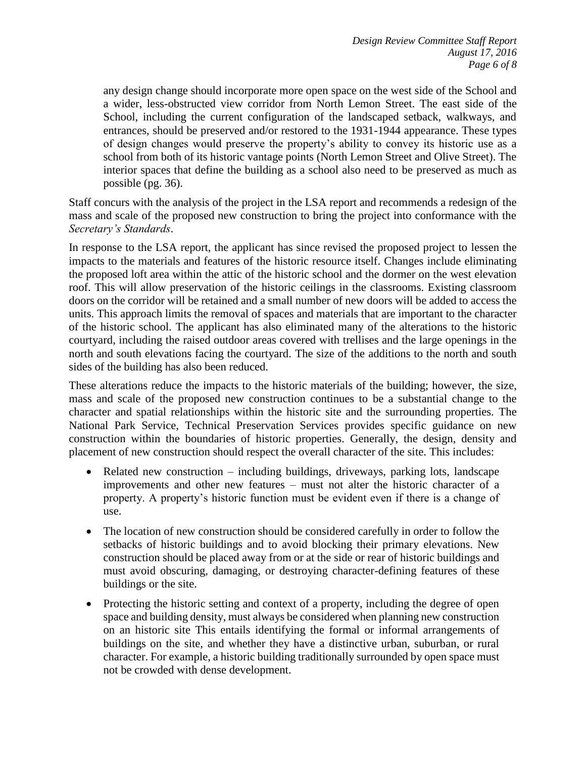> any design change should incorporate more open space on the west side of the School and a wider, less-obstructed view corridor from North Lemon Street. The east side of the School, including the current configuration of the landscaped setback, walkways, and entrances, should be preserved and/or restored to the 1931-1944 appearance. These types of design changes would preserve the property's ability to convey its historic use as a school from both of its historic vantage points (North Lemon Street and Olive Street). The interior spaces that define the building as a school also need to be preserved as much as possible (pg. 36).

Staff concurs with the analysis of the project in the LSA report and recommends a redesign of the mass and scale of the proposed new construction to bring the project into conformance with the *Secretary's Standards*.

In response to the LSA report, the applicant has since revised the proposed project to lessen the impacts to the materials and features of the historic resource itself. Changes include eliminating the proposed loft area within the attic of the historic school and the dormer on the west elevation roof. This will allow preservation of the historic ceilings in the classrooms. Existing classroom doors on the corridor will be retained and a small number of new doors will be added to access the units. This approach limits the removal of spaces and materials that are important to the character of the historic school. The applicant has also eliminated many of the alterations to the historic courtyard, including the raised outdoor areas covered with trellises and the large openings in the north and south elevations facing the courtyard. The size of the additions to the north and south sides of the building has also been reduced.

These alterations reduce the impacts to the historic materials of the building; however, the size, mass and scale of the proposed new construction continues to be a substantial change to the character and spatial relationships within the historic site and the surrounding properties. The National Park Service, Technical Preservation Services provides specific guidance on new construction within the boundaries of historic properties. Generally, the design, density and placement of new construction should respect the overall character of the site. This includes:

- Related new construction – including buildings, driveways, parking lots, landscape improvements and other new features – must not alter the historic character of a property. A property's historic function must be evident even if there is a change of use.
- The location of new construction should be considered carefully in order to follow the setbacks of historic buildings and to avoid blocking their primary elevations. New construction should be placed away from or at the side or rear of historic buildings and must avoid obscuring, damaging, or destroying character-defining features of these buildings or the site.
- Protecting the historic setting and context of a property, including the degree of open space and building density, must always be considered when planning new construction on an historic site This entails identifying the formal or informal arrangements of buildings on the site, and whether they have a distinctive urban, suburban, or rural character. For example, a historic building traditionally surrounded by open space must not be crowded with dense development.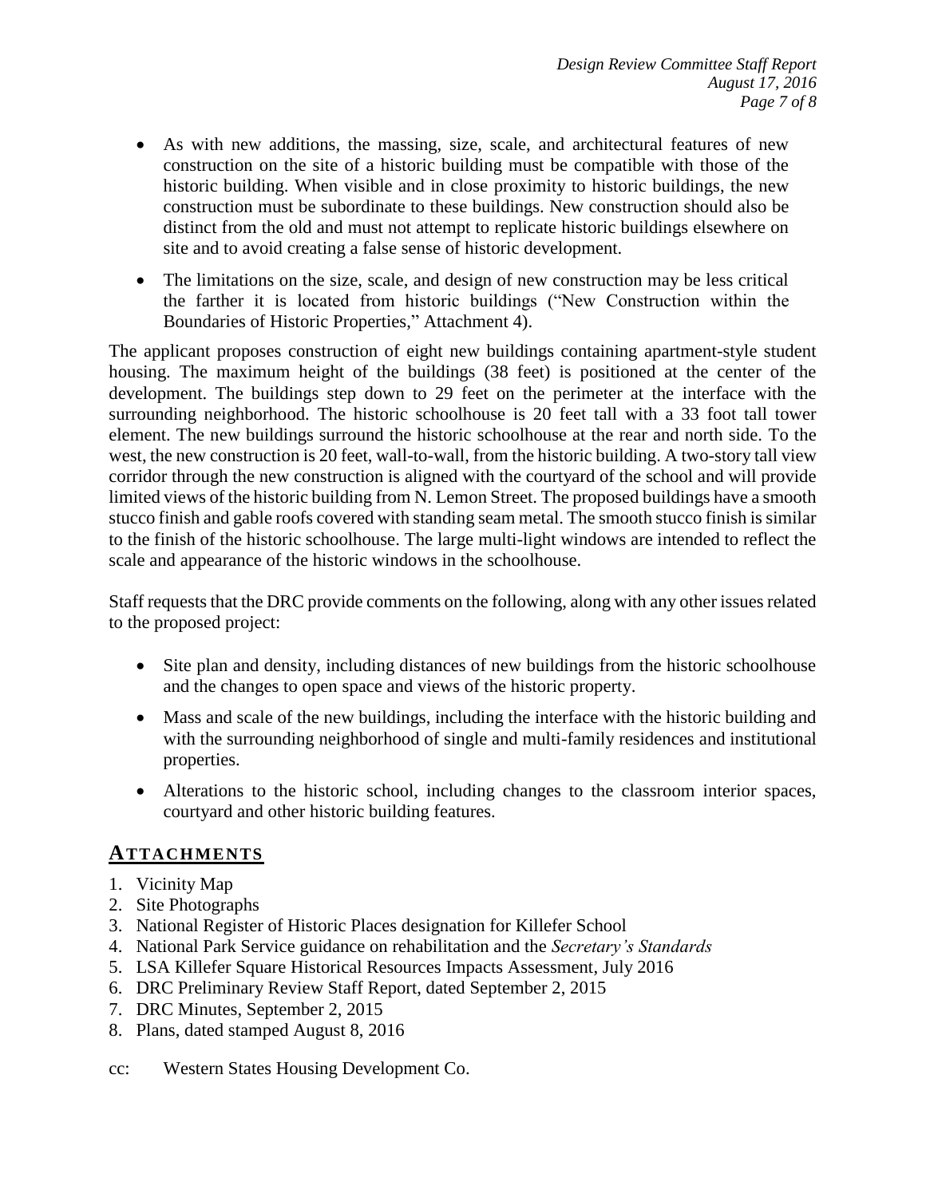- As with new additions, the massing, size, scale, and architectural features of new construction on the site of a historic building must be compatible with those of the historic building. When visible and in close proximity to historic buildings, the new construction must be subordinate to these buildings. New construction should also be distinct from the old and must not attempt to replicate historic buildings elsewhere on site and to avoid creating a false sense of historic development.
- The limitations on the size, scale, and design of new construction may be less critical the farther it is located from historic buildings ("New Construction within the Boundaries of Historic Properties," Attachment 4).

The applicant proposes construction of eight new buildings containing apartment-style student housing. The maximum height of the buildings (38 feet) is positioned at the center of the development. The buildings step down to 29 feet on the perimeter at the interface with the surrounding neighborhood. The historic schoolhouse is 20 feet tall with a 33 foot tall tower element. The new buildings surround the historic schoolhouse at the rear and north side. To the west, the new construction is 20 feet, wall-to-wall, from the historic building. A two-story tall view corridor through the new construction is aligned with the courtyard of the school and will provide limited views of the historic building from N. Lemon Street. The proposed buildings have a smooth stucco finish and gable roofs covered with standing seam metal. The smooth stucco finish is similar to the finish of the historic schoolhouse. The large multi-light windows are intended to reflect the scale and appearance of the historic windows in the schoolhouse.

Staff requests that the DRC provide comments on the following, along with any other issues related to the proposed project:

- Site plan and density, including distances of new buildings from the historic schoolhouse and the changes to open space and views of the historic property.
- Mass and scale of the new buildings, including the interface with the historic building and with the surrounding neighborhood of single and multi-family residences and institutional properties.
- Alterations to the historic school, including changes to the classroom interior spaces, courtyard and other historic building features.

## ATTACHMENTS

1. Vicinity Map
2. Site Photographs
3. National Register of Historic Places designation for Killefer School
4. National Park Service guidance on rehabilitation and the *Secretary's Standards*
5. LSA Killefer Square Historical Resources Impacts Assessment, July 2016
6. DRC Preliminary Review Staff Report, dated September 2, 2015
7. DRC Minutes, September 2, 2015
8. Plans, dated stamped August 8, 2016

cc: Western States Housing Development Co.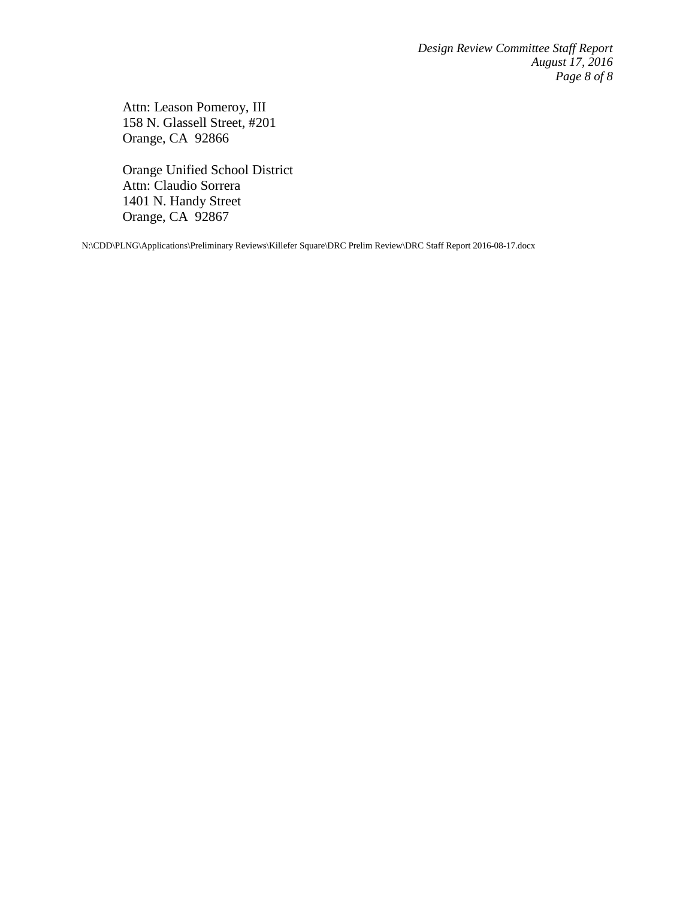Attn: Leason Pomeroy, III
158 N. Glassell Street, #201
Orange, CA 92866

Orange Unified School District
Attn: Claudio Sorrera
1401 N. Handy Street
Orange, CA 92867

N:\CDD\PLNG\Applications\Preliminary Reviews\Killefer Square\DRC Prelim Review\DRC Staff Report 2016-08-17.docx